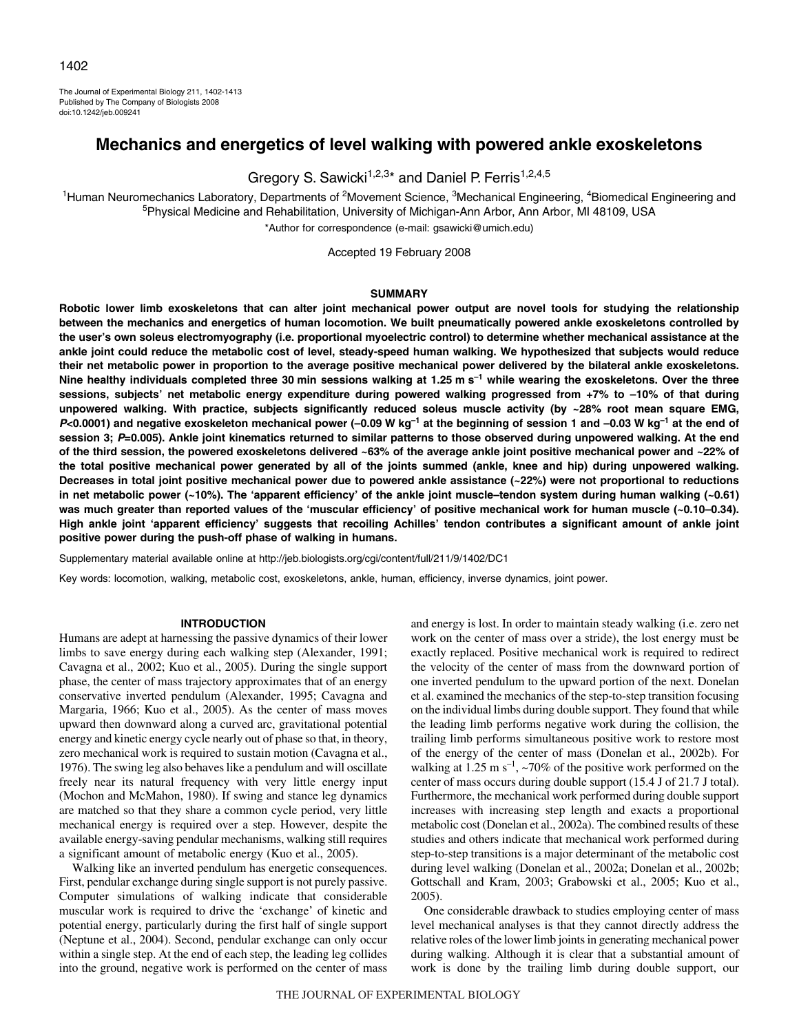# Mechanics and energetics of level walking with powered ankle exoskeletons

Gregory S. Sawicki[1,2,3]* and Daniel P. Ferris[1,2,4,5]

[1]Human Neuromechanics Laboratory, Departments of [2]Movement Science, [3]Mechanical Engineering, [4]Biomedical Engineering and [5]Physical Medicine and Rehabilitation, University of Michigan-Ann Arbor, Ann Arbor, MI 48109, USA

*Author for correspondence (e-mail: gsawicki@umich.edu)

Accepted 19 February 2008

## SUMMARY

**Robotic lower limb exoskeletons that can alter joint mechanical power output are novel tools for studying the relationship between the mechanics and energetics of human locomotion. We built pneumatically powered ankle exoskeletons controlled by the user's own soleus electromyography (i.e. proportional myoelectric control) to determine whether mechanical assistance at the ankle joint could reduce the metabolic cost of level, steady-speed human walking. We hypothesized that subjects would reduce their net metabolic power in proportion to the average positive mechanical power delivered by the bilateral ankle exoskeletons. Nine healthy individuals completed three 30 min sessions walking at 1.25 m s$^{-1}$ while wearing the exoskeletons. Over the three sessions, subjects' net metabolic energy expenditure during powered walking progressed from +7% to –10% of that during unpowered walking. With practice, subjects significantly reduced soleus muscle activity (by ~28% root mean square EMG, *P*<0.0001) and negative exoskeleton mechanical power (–0.09 W kg$^{-1}$ at the beginning of session 1 and –0.03 W kg$^{-1}$ at the end of session 3; *P*=0.005). Ankle joint kinematics returned to similar patterns to those observed during unpowered walking. At the end of the third session, the powered exoskeletons delivered ~63% of the average ankle joint positive mechanical power and ~22% of the total positive mechanical power generated by all of the joints summed (ankle, knee and hip) during unpowered walking. Decreases in total joint positive mechanical power due to powered ankle assistance (~22%) were not proportional to reductions in net metabolic power (~10%). The 'apparent efficiency' of the ankle joint muscle–tendon system during human walking (~0.61) was much greater than reported values of the 'muscular efficiency' of positive mechanical work for human muscle (~0.10–0.34). High ankle joint 'apparent efficiency' suggests that recoiling Achilles' tendon contributes a significant amount of ankle joint positive power during the push-off phase of walking in humans.**

Supplementary material available online at http://jeb.biologists.org/cgi/content/full/211/9/1402/DC1

Key words: locomotion, walking, metabolic cost, exoskeletons, ankle, human, efficiency, inverse dynamics, joint power.

## INTRODUCTION

Humans are adept at harnessing the passive dynamics of their lower limbs to save energy during each walking step (Alexander, 1991; Cavagna et al., 2002; Kuo et al., 2005). During the single support phase, the center of mass trajectory approximates that of an energy conservative inverted pendulum (Alexander, 1995; Cavagna and Margaria, 1966; Kuo et al., 2005). As the center of mass moves upward then downward along a curved arc, gravitational potential energy and kinetic energy cycle nearly out of phase so that, in theory, zero mechanical work is required to sustain motion (Cavagna et al., 1976). The swing leg also behaves like a pendulum and will oscillate freely near its natural frequency with very little energy input (Mochon and McMahon, 1980). If swing and stance leg dynamics are matched so that they share a common cycle period, very little mechanical energy is required over a step. However, despite the available energy-saving pendular mechanisms, walking still requires a significant amount of metabolic energy (Kuo et al., 2005).

Walking like an inverted pendulum has energetic consequences. First, pendular exchange during single support is not purely passive. Computer simulations of walking indicate that considerable muscular work is required to drive the 'exchange' of kinetic and potential energy, particularly during the first half of single support (Neptune et al., 2004). Second, pendular exchange can only occur within a single step. At the end of each step, the leading leg collides into the ground, negative work is performed on the center of mass and energy is lost. In order to maintain steady walking (i.e. zero net work on the center of mass over a stride), the lost energy must be exactly replaced. Positive mechanical work is required to redirect the velocity of the center of mass from the downward portion of one inverted pendulum to the upward portion of the next. Donelan et al. examined the mechanics of the step-to-step transition focusing on the individual limbs during double support. They found that while the leading limb performs negative work during the collision, the trailing limb performs simultaneous positive work to restore most of the energy of the center of mass (Donelan et al., 2002b). For walking at 1.25 m s$^{-1}$, ~70% of the positive work performed on the center of mass occurs during double support (15.4 J of 21.7 J total). Furthermore, the mechanical work performed during double support increases with increasing step length and exacts a proportional metabolic cost (Donelan et al., 2002a). The combined results of these studies and others indicate that mechanical work performed during step-to-step transitions is a major determinant of the metabolic cost during level walking (Donelan et al., 2002a; Donelan et al., 2002b; Gottschall and Kram, 2003; Grabowski et al., 2005; Kuo et al., 2005).

One considerable drawback to studies employing center of mass level mechanical analyses is that they cannot directly address the relative roles of the lower limb joints in generating mechanical power during walking. Although it is clear that a substantial amount of work is done by the trailing limb during double support, our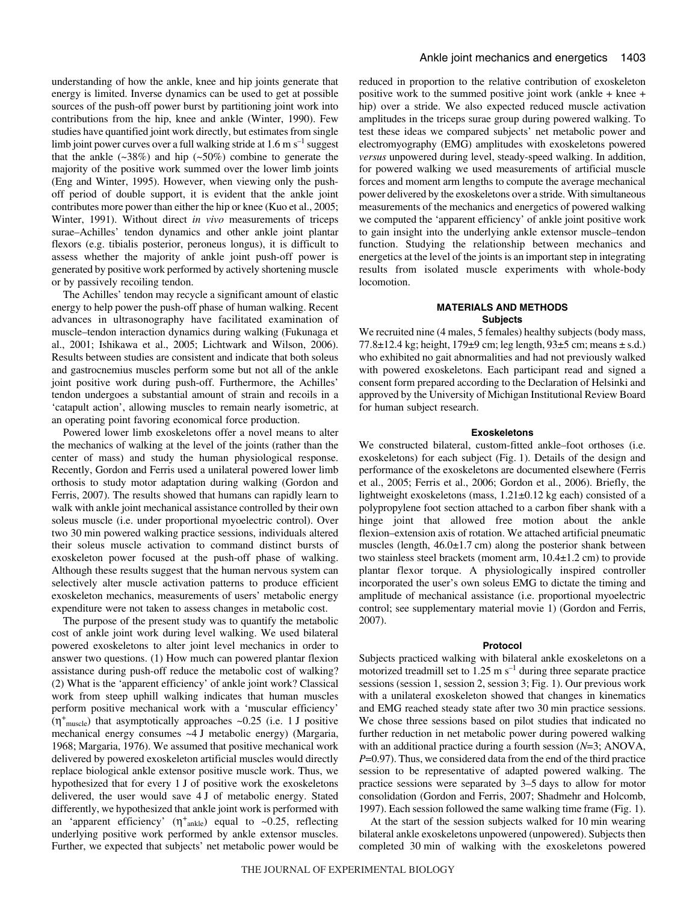understanding of how the ankle, knee and hip joints generate that energy is limited. Inverse dynamics can be used to get at possible sources of the push-off power burst by partitioning joint work into contributions from the hip, knee and ankle (Winter, 1990). Few studies have quantified joint work directly, but estimates from single limb joint power curves over a full walking stride at 1.6 m $s^{-1}$ suggest that the ankle (~38%) and hip (~50%) combine to generate the majority of the positive work summed over the lower limb joints (Eng and Winter, 1995). However, when viewing only the push-off period of double support, it is evident that the ankle joint contributes more power than either the hip or knee (Kuo et al., 2005; Winter, 1991). Without direct *in vivo* measurements of triceps surae–Achilles' tendon dynamics and other ankle joint plantar flexors (e.g. tibialis posterior, peroneus longus), it is difficult to assess whether the majority of ankle joint push-off power is generated by positive work performed by actively shortening muscle or by passively recoiling tendon.

The Achilles' tendon may recycle a significant amount of elastic energy to help power the push-off phase of human walking. Recent advances in ultrasonography have facilitated examination of muscle–tendon interaction dynamics during walking (Fukunaga et al., 2001; Ishikawa et al., 2005; Lichtwark and Wilson, 2006). Results between studies are consistent and indicate that both soleus and gastrocnemius muscles perform some but not all of the ankle joint positive work during push-off. Furthermore, the Achilles' tendon undergoes a substantial amount of strain and recoils in a 'catapult action', allowing muscles to remain nearly isometric, at an operating point favoring economical force production.

Powered lower limb exoskeletons offer a novel means to alter the mechanics of walking at the level of the joints (rather than the center of mass) and study the human physiological response. Recently, Gordon and Ferris used a unilateral powered lower limb orthosis to study motor adaptation during walking (Gordon and Ferris, 2007). The results showed that humans can rapidly learn to walk with ankle joint mechanical assistance controlled by their own soleus muscle (i.e. under proportional myoelectric control). Over two 30 min powered walking practice sessions, individuals altered their soleus muscle activation to command distinct bursts of exoskeleton power focused at the push-off phase of walking. Although these results suggest that the human nervous system can selectively alter muscle activation patterns to produce efficient exoskeleton mechanics, measurements of users' metabolic energy expenditure were not taken to assess changes in metabolic cost.

The purpose of the present study was to quantify the metabolic cost of ankle joint work during level walking. We used bilateral powered exoskeletons to alter joint level mechanics in order to answer two questions. (1) How much can powered plantar flexion assistance during push-off reduce the metabolic cost of walking? (2) What is the 'apparent efficiency' of ankle joint work? Classical work from steep uphill walking indicates that human muscles perform positive mechanical work with a 'muscular efficiency' ($\eta^{+}_{muscle}$) that asymptotically approaches ~0.25 (i.e. 1 J positive mechanical energy consumes ~4 J metabolic energy) (Margaria, 1968; Margaria, 1976). We assumed that positive mechanical work delivered by powered exoskeleton artificial muscles would directly replace biological ankle extensor positive muscle work. Thus, we hypothesized that for every 1 J of positive work the exoskeletons delivered, the user would save 4 J of metabolic energy. Stated differently, we hypothesized that ankle joint work is performed with an 'apparent efficiency' ($\eta^{+}_{ankle}$) equal to ~0.25, reflecting underlying positive work performed by ankle extensor muscles. Further, we expected that subjects' net metabolic power would be reduced in proportion to the relative contribution of exoskeleton positive work to the summed positive joint work (ankle + knee + hip) over a stride. We also expected reduced muscle activation amplitudes in the triceps surae group during powered walking. To test these ideas we compared subjects' net metabolic power and electromyography (EMG) amplitudes with exoskeletons powered *versus* unpowered during level, steady-speed walking. In addition, for powered walking we used measurements of artificial muscle forces and moment arm lengths to compute the average mechanical power delivered by the exoskeletons over a stride. With simultaneous measurements of the mechanics and energetics of powered walking we computed the 'apparent efficiency' of ankle joint positive work to gain insight into the underlying ankle extensor muscle–tendon function. Studying the relationship between mechanics and energetics at the level of the joints is an important step in integrating results from isolated muscle experiments with whole-body locomotion.

## MATERIALS AND METHODS

### Subjects

We recruited nine (4 males, 5 females) healthy subjects (body mass, 77.8±12.4 kg; height, 179±9 cm; leg length, 93±5 cm; means ± s.d.) who exhibited no gait abnormalities and had not previously walked with powered exoskeletons. Each participant read and signed a consent form prepared according to the Declaration of Helsinki and approved by the University of Michigan Institutional Review Board for human subject research.

### Exoskeletons

We constructed bilateral, custom-fitted ankle–foot orthoses (i.e. exoskeletons) for each subject (Fig. 1). Details of the design and performance of the exoskeletons are documented elsewhere (Ferris et al., 2005; Ferris et al., 2006; Gordon et al., 2006). Briefly, the lightweight exoskeletons (mass, 1.21±0.12 kg each) consisted of a polypropylene foot section attached to a carbon fiber shank with a hinge joint that allowed free motion about the ankle flexion–extension axis of rotation. We attached artificial pneumatic muscles (length, 46.0±1.7 cm) along the posterior shank between two stainless steel brackets (moment arm, 10.4±1.2 cm) to provide plantar flexor torque. A physiologically inspired controller incorporated the user's own soleus EMG to dictate the timing and amplitude of mechanical assistance (i.e. proportional myoelectric control; see supplementary material movie 1) (Gordon and Ferris, 2007).

### Protocol

Subjects practiced walking with bilateral ankle exoskeletons on a motorized treadmill set to 1.25 m $s^{-1}$ during three separate practice sessions (session 1, session 2, session 3; Fig. 1). Our previous work with a unilateral exoskeleton showed that changes in kinematics and EMG reached steady state after two 30 min practice sessions. We chose three sessions based on pilot studies that indicated no further reduction in net metabolic power during powered walking with an additional practice during a fourth session ($N$=3; ANOVA, $P$=0.97). Thus, we considered data from the end of the third practice session to be representative of adapted powered walking. The practice sessions were separated by 3–5 days to allow for motor consolidation (Gordon and Ferris, 2007; Shadmehr and Holcomb, 1997). Each session followed the same walking time frame (Fig. 1).

At the start of the session subjects walked for 10 min wearing bilateral ankle exoskeletons unpowered (unpowered). Subjects then completed 30 min of walking with the exoskeletons powered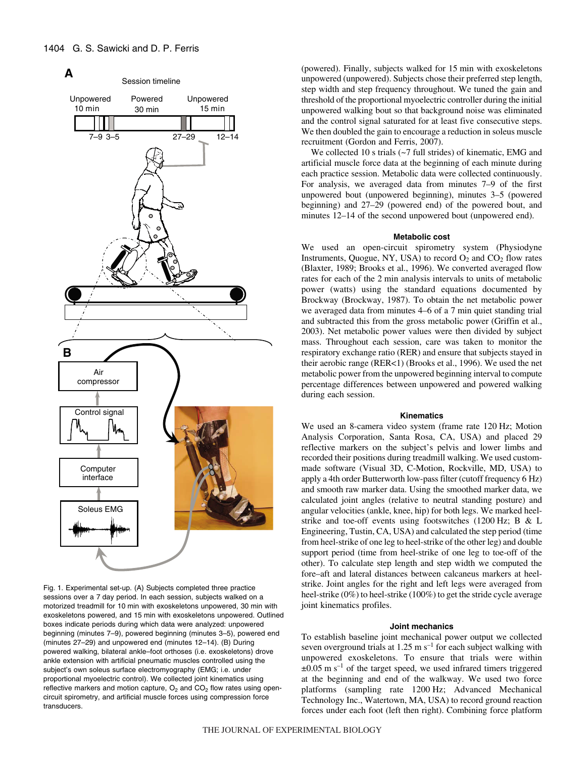Fig. 1. Experimental set-up. (A) Subjects completed three practice sessions over a 7 day period. In each session, subjects walked on a motorized treadmill for 10 min with exoskeletons unpowered, 30 min with exoskeletons powered, and 15 min with exoskeletons unpowered. Outlined boxes indicate periods during which data were analyzed: unpowered beginning (minutes 7–9), powered beginning (minutes 3–5), powered end (minutes 27–29) and unpowered end (minutes 12–14). (B) During powered walking, bilateral ankle–foot orthoses (i.e. exoskeletons) drove ankle extension with artificial pneumatic muscles controlled using the subject's own soleus surface electromyography (EMG; i.e. under proportional myoelectric control). We collected joint kinematics using reflective markers and motion capture, $O_2$ and $CO_2$ flow rates using open-circuit spirometry, and artificial muscle forces using compression force transducers.

(powered). Finally, subjects walked for 15 min with exoskeletons unpowered (unpowered). Subjects chose their preferred step length, step width and step frequency throughout. We tuned the gain and threshold of the proportional myoelectric controller during the initial unpowered walking bout so that background noise was eliminated and the control signal saturated for at least five consecutive steps. We then doubled the gain to encourage a reduction in soleus muscle recruitment (Gordon and Ferris, 2007).

We collected 10 s trials (~7 full strides) of kinematic, EMG and artificial muscle force data at the beginning of each minute during each practice session. Metabolic data were collected continuously. For analysis, we averaged data from minutes 7–9 of the first unpowered bout (unpowered beginning), minutes 3–5 (powered beginning) and 27–29 (powered end) of the powered bout, and minutes 12–14 of the second unpowered bout (unpowered end).

### Metabolic cost

We used an open-circuit spirometry system (Physiodyne Instruments, Quogue, NY, USA) to record $O_2$ and $CO_2$ flow rates (Blaxter, 1989; Brooks et al., 1996). We converted averaged flow rates for each of the 2 min analysis intervals to units of metabolic power (watts) using the standard equations documented by Brockway (Brockway, 1987). To obtain the net metabolic power we averaged data from minutes 4–6 of a 7 min quiet standing trial and subtracted this from the gross metabolic power (Griffin et al., 2003). Net metabolic power values were then divided by subject mass. Throughout each session, care was taken to monitor the respiratory exchange ratio (RER) and ensure that subjects stayed in their aerobic range (RER<1) (Brooks et al., 1996). We used the net metabolic power from the unpowered beginning interval to compute percentage differences between unpowered and powered walking during each session.

### Kinematics

We used an 8-camera video system (frame rate 120 Hz; Motion Analysis Corporation, Santa Rosa, CA, USA) and placed 29 reflective markers on the subject's pelvis and lower limbs and recorded their positions during treadmill walking. We used custom-made software (Visual 3D, C-Motion, Rockville, MD, USA) to apply a 4th order Butterworth low-pass filter (cutoff frequency 6 Hz) and smooth raw marker data. Using the smoothed marker data, we calculated joint angles (relative to neutral standing posture) and angular velocities (ankle, knee, hip) for both legs. We marked heel-strike and toe-off events using footswitches (1200 Hz; B & L Engineering, Tustin, CA, USA) and calculated the step period (time from heel-strike of one leg to heel-strike of the other leg) and double support period (time from heel-strike of one leg to toe-off of the other). To calculate step length and step width we computed the fore–aft and lateral distances between calcaneus markers at heel-strike. Joint angles for the right and left legs were averaged from heel-strike (0%) to heel-strike (100%) to get the stride cycle average joint kinematics profiles.

### Joint mechanics

To establish baseline joint mechanical power output we collected seven overground trials at 1.25 m $s^{-1}$ for each subject walking with unpowered exoskeletons. To ensure that trials were within ±0.05 m $s^{-1}$ of the target speed, we used infrared timers triggered at the beginning and end of the walkway. We used two force platforms (sampling rate 1200 Hz; Advanced Mechanical Technology Inc., Watertown, MA, USA) to record ground reaction forces under each foot (left then right). Combining force platform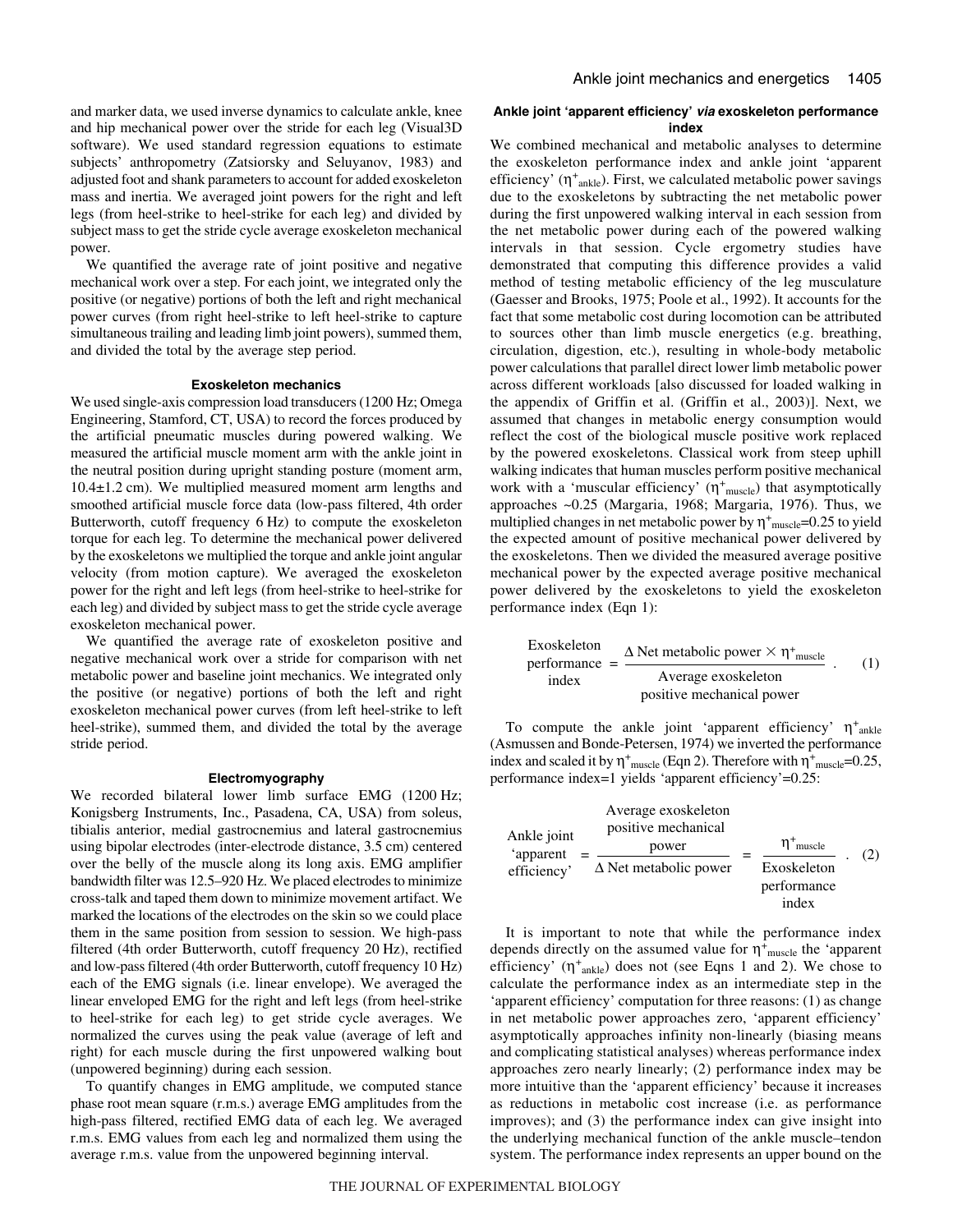and marker data, we used inverse dynamics to calculate ankle, knee and hip mechanical power over the stride for each leg (Visual3D software). We used standard regression equations to estimate subjects' anthropometry (Zatsiorsky and Seluyanov, 1983) and adjusted foot and shank parameters to account for added exoskeleton mass and inertia. We averaged joint powers for the right and left legs (from heel-strike to heel-strike for each leg) and divided by subject mass to get the stride cycle average exoskeleton mechanical power.

We quantified the average rate of joint positive and negative mechanical work over a step. For each joint, we integrated only the positive (or negative) portions of both the left and right mechanical power curves (from right heel-strike to left heel-strike to capture simultaneous trailing and leading limb joint powers), summed them, and divided the total by the average step period.

### Exoskeleton mechanics

We used single-axis compression load transducers (1200 Hz; Omega Engineering, Stamford, CT, USA) to record the forces produced by the artificial pneumatic muscles during powered walking. We measured the artificial muscle moment arm with the ankle joint in the neutral position during upright standing posture (moment arm, 10.4±1.2 cm). We multiplied measured moment arm lengths and smoothed artificial muscle force data (low-pass filtered, 4th order Butterworth, cutoff frequency 6 Hz) to compute the exoskeleton torque for each leg. To determine the mechanical power delivered by the exoskeletons we multiplied the torque and ankle joint angular velocity (from motion capture). We averaged the exoskeleton power for the right and left legs (from heel-strike to heel-strike for each leg) and divided by subject mass to get the stride cycle average exoskeleton mechanical power.

We quantified the average rate of exoskeleton positive and negative mechanical work over a stride for comparison with net metabolic power and baseline joint mechanics. We integrated only the positive (or negative) portions of both the left and right exoskeleton mechanical power curves (from left heel-strike to left heel-strike), summed them, and divided the total by the average stride period.

### Electromyography

We recorded bilateral lower limb surface EMG (1200 Hz; Konigsberg Instruments, Inc., Pasadena, CA, USA) from soleus, tibialis anterior, medial gastrocnemius and lateral gastrocnemius using bipolar electrodes (inter-electrode distance, 3.5 cm) centered over the belly of the muscle along its long axis. EMG amplifier bandwidth filter was 12.5–920 Hz. We placed electrodes to minimize cross-talk and taped them down to minimize movement artifact. We marked the locations of the electrodes on the skin so we could place them in the same position from session to session. We high-pass filtered (4th order Butterworth, cutoff frequency 20 Hz), rectified and low-pass filtered (4th order Butterworth, cutoff frequency 10 Hz) each of the EMG signals (i.e. linear envelope). We averaged the linear enveloped EMG for the right and left legs (from heel-strike to heel-strike for each leg) to get stride cycle averages. We normalized the curves using the peak value (average of left and right) for each muscle during the first unpowered walking bout (unpowered beginning) during each session.

To quantify changes in EMG amplitude, we computed stance phase root mean square (r.m.s.) average EMG amplitudes from the high-pass filtered, rectified EMG data of each leg. We averaged r.m.s. EMG values from each leg and normalized them using the average r.m.s. value from the unpowered beginning interval.

### Ankle joint 'apparent efficiency' *via* exoskeleton performance index

We combined mechanical and metabolic analyses to determine the exoskeleton performance index and ankle joint 'apparent efficiency' ($\eta^{+}_{\mathrm{ankle}}$). First, we calculated metabolic power savings due to the exoskeletons by subtracting the net metabolic power during the first unpowered walking interval in each session from the net metabolic power during each of the powered walking intervals in that session. Cycle ergometry studies have demonstrated that computing this difference provides a valid method of testing the metabolic efficiency of the leg musculature (Gaesser and Brooks, 1975; Poole et al., 1992). It accounts for the fact that some metabolic cost during locomotion can be attributed to sources other than limb muscle energetics (e.g. breathing, circulation, digestion, etc.), resulting in whole-body metabolic power calculations that parallel direct lower limb metabolic power across different workloads [also discussed for loaded walking in the appendix of Griffin et al. (Griffin et al., 2003)]. Next, we assumed that changes in metabolic energy consumption would reflect the cost of the biological muscle positive work replaced by the powered exoskeletons. Classical work from steep uphill walking indicates that human muscles perform positive mechanical work with a 'muscular efficiency' ($\eta^{+}_{\mathrm{muscle}}$) that asymptotically approaches ~0.25 (Margaria, 1968; Margaria, 1976). Thus, we multiplied changes in net metabolic power by $\eta^{+}_{\mathrm{muscle}}$=0.25 to yield the expected amount of positive mechanical power delivered by the exoskeletons. Then we divided the measured average positive mechanical power by the expected average positive mechanical power delivered by the exoskeletons to yield the exoskeleton performance index (Eqn 1):

$$\text{Exoskeleton performance index} = \frac{\Delta\ \text{Net metabolic power} \times \eta^{+}_{\mathrm{muscle}}}{\text{Average exoskeleton positive mechanical power}}\,. \quad (1)$$

To compute the ankle joint 'apparent efficiency' $\eta^{+}_{\mathrm{ankle}}$ (Asmussen and Bonde-Petersen, 1974) we inverted the performance index and scaled it by $\eta^{+}_{\mathrm{muscle}}$ (Eqn 2). Therefore with $\eta^{+}_{\mathrm{muscle}}$=0.25, performance index=1 yields 'apparent efficiency'=0.25:

$$\text{Ankle joint 'apparent efficiency'} = \frac{\text{Average exoskeleton positive mechanical power}}{\Delta\ \text{Net metabolic power}} = \frac{\eta^{+}_{\mathrm{muscle}}}{\text{Exoskeleton performance index}}\,. \quad (2)$$

It is important to note that while the performance index depends directly on the assumed value for $\eta^{+}_{\mathrm{muscle}}$ the 'apparent efficiency' ($\eta^{+}_{\mathrm{ankle}}$) does not (see Eqns 1 and 2). We chose to calculate the performance index as an intermediate step in the 'apparent efficiency' computation for three reasons: (1) as change in net metabolic power approaches zero, 'apparent efficiency' asymptotically approaches infinity non-linearly (biasing means and complicating statistical analyses) whereas performance index approaches zero nearly linearly; (2) performance index may be more intuitive than the 'apparent efficiency' because it increases as reductions in metabolic cost increase (i.e. as performance improves); and (3) the performance index can give insight into the underlying mechanical function of the ankle muscle–tendon system. The performance index represents an upper bound on the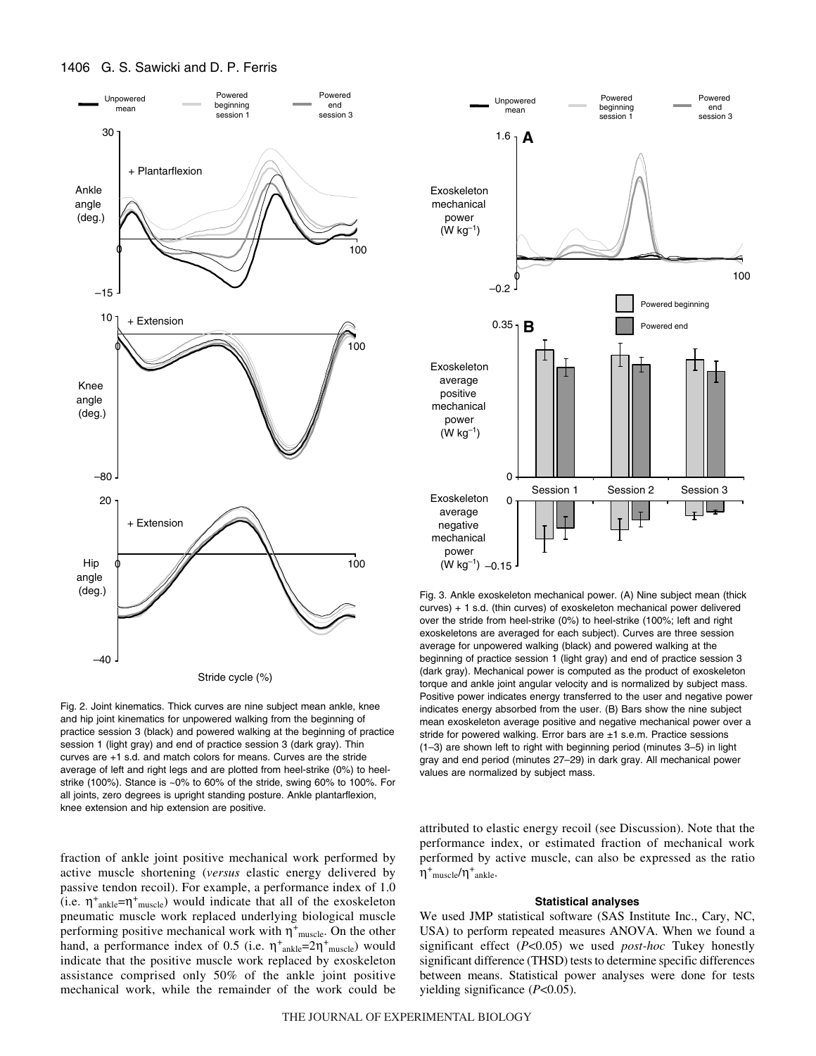Fig. 2. Joint kinematics. Thick curves are nine subject mean ankle, knee and hip joint kinematics for unpowered walking from the beginning of practice session 3 (black) and powered walking at the beginning of practice session 1 (light gray) and end of practice session 3 (dark gray). Thin curves are +1 s.d. and match colors for means. Curves are the stride average of left and right legs and are plotted from heel-strike (0%) to heel-strike (100%). Stance is ~0% to 60% of the stride, swing 60% to 100%. For all joints, zero degrees is upright standing posture. Ankle plantarflexion, knee extension and hip extension are positive.

Fig. 3. Ankle exoskeleton mechanical power. (A) Nine subject mean (thick curves) + 1 s.d. (thin curves) of exoskeleton mechanical power delivered over the stride from heel-strike (0%) to heel-strike (100%; left and right exoskeletons are averaged for each subject). Curves are three session average for unpowered walking (black) and powered walking at the beginning of practice session 1 (light gray) and end of practice session 3 (dark gray). Mechanical power is computed as the product of exoskeleton torque and ankle joint angular velocity and is normalized by subject mass. Positive power indicates energy transferred to the user and negative power indicates energy absorbed from the user. (B) Bars show the nine subject mean exoskeleton average positive and negative mechanical power over a stride for powered walking. Error bars are ±1 s.e.m. Practice sessions (1–3) are shown left to right with beginning period (minutes 3–5) in light gray and end period (minutes 27–29) in dark gray. All mechanical power values are normalized by subject mass.

fraction of ankle joint positive mechanical work performed by active muscle shortening (*versus* elastic energy delivered by passive tendon recoil). For example, a performance index of 1.0 (i.e. $\eta^{+}_{ankle}=\eta^{+}_{muscle}$) would indicate that all of the exoskeleton pneumatic muscle work replaced underlying biological muscle performing positive mechanical work with $\eta^{+}_{muscle}$. On the other hand, a performance index of 0.5 (i.e. $\eta^{+}_{ankle}=2\eta^{+}_{muscle}$) would indicate that the positive muscle work replaced by exoskeleton assistance comprised only 50% of the ankle joint positive mechanical work, while the remainder of the work could be attributed to elastic energy recoil (see Discussion). Note that the performance index, or estimated fraction of mechanical work performed by active muscle, can also be expressed as the ratio $\eta^{+}_{muscle}/\eta^{+}_{ankle}$.

#### Statistical analyses

We used JMP statistical software (SAS Institute Inc., Cary, NC, USA) to perform repeated measures ANOVA. When we found a significant effect ($P<0.05$) we used *post-hoc* Tukey honestly significant difference (THSD) tests to determine specific differences between means. Statistical power analyses were done for tests yielding significance ($P<0.05$).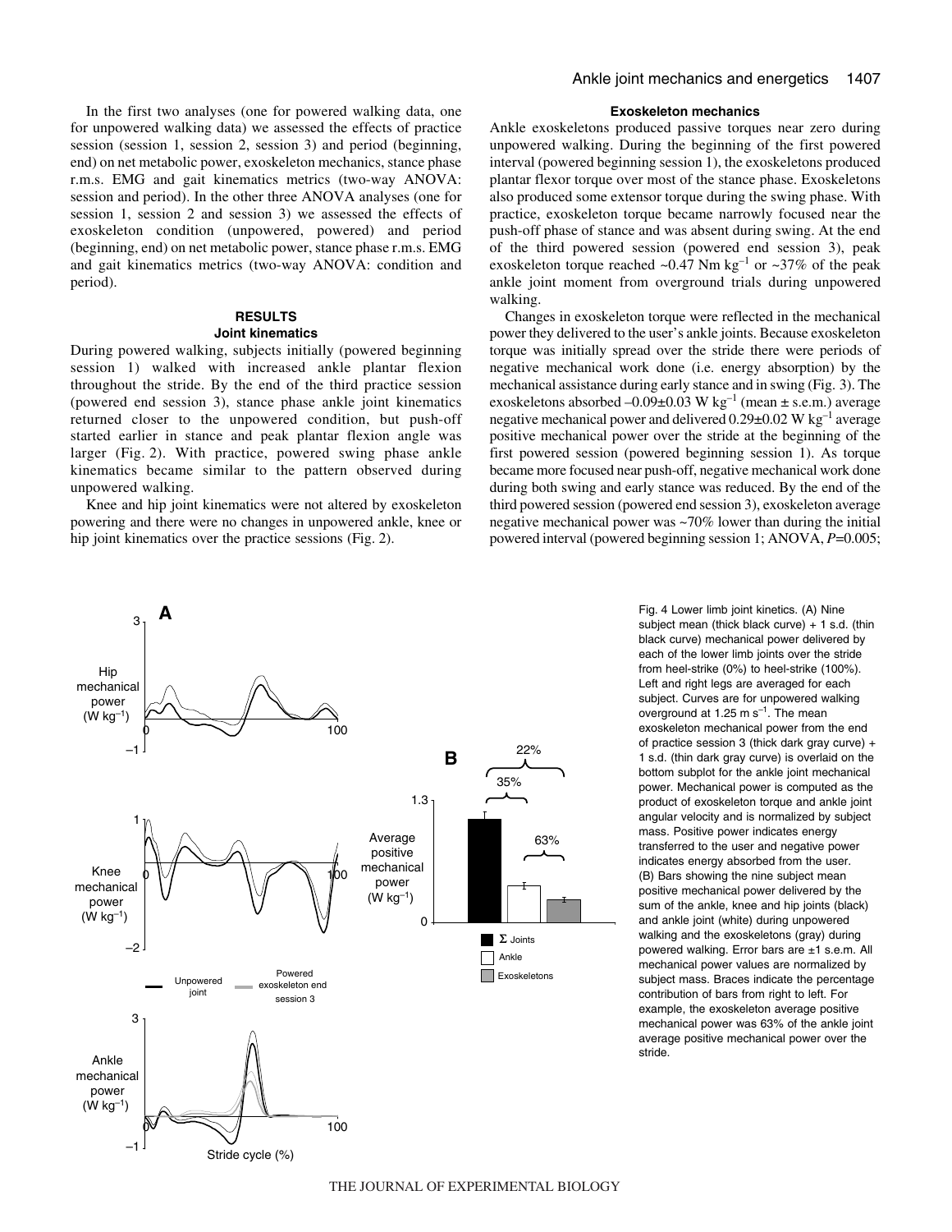In the first two analyses (one for powered walking data, one for unpowered walking data) we assessed the effects of practice session (session 1, session 2, session 3) and period (beginning, end) on net metabolic power, exoskeleton mechanics, stance phase r.m.s. EMG and gait kinematics metrics (two-way ANOVA: session and period). In the other three ANOVA analyses (one for session 1, session 2 and session 3) we assessed the effects of exoskeleton condition (unpowered, powered) and period (beginning, end) on net metabolic power, stance phase r.m.s. EMG and gait kinematics metrics (two-way ANOVA: condition and period).

## RESULTS

### Joint kinematics

During powered walking, subjects initially (powered beginning session 1) walked with increased ankle plantar flexion throughout the stride. By the end of the third practice session (powered end session 3), stance phase ankle joint kinematics returned closer to the unpowered condition, but push-off started earlier in stance and peak plantar flexion angle was larger (Fig. 2). With practice, powered swing phase ankle kinematics became similar to the pattern observed during unpowered walking.

Knee and hip joint kinematics were not altered by exoskeleton powering and there were no changes in unpowered ankle, knee or hip joint kinematics over the practice sessions (Fig. 2).

### Exoskeleton mechanics

Ankle exoskeletons produced passive torques near zero during unpowered walking. During the beginning of the first powered interval (powered beginning session 1), the exoskeletons produced plantar flexor torque over most of the stance phase. Exoskeletons also produced some extensor torque during the swing phase. With practice, exoskeleton torque became narrowly focused near the push-off phase of stance and was absent during swing. At the end of the third powered session (powered end session 3), peak exoskeleton torque reached ~0.47 Nm $kg^{-1}$ or ~37% of the peak ankle joint moment from overground trials during unpowered walking.

Changes in exoskeleton torque were reflected in the mechanical power they delivered to the user's ankle joints. Because exoskeleton torque was initially spread over the stride there were periods of negative mechanical work done (i.e. energy absorption) by the mechanical assistance during early stance and in swing (Fig. 3). The exoskeletons absorbed $-0.09\pm0.03$ W $kg^{-1}$ (mean ± s.e.m.) average negative mechanical power and delivered $0.29\pm0.02$ W $kg^{-1}$ average positive mechanical power over the stride at the beginning of the first powered session (powered beginning session 1). As torque became more focused near push-off, negative mechanical work done during both swing and early stance was reduced. By the end of the third powered session (powered end session 3), exoskeleton average negative mechanical power was ~70% lower than during the initial powered interval (powered beginning session 1; ANOVA, $P$=0.005;

Fig. 4 Lower limb joint kinetics. (A) Nine subject mean (thick black curve) + 1 s.d. (thin black curve) mechanical power delivered by each of the lower limb joints over the stride from heel-strike (0%) to heel-strike (100%). Left and right legs are averaged for each subject. Curves are for unpowered walking overground at 1.25 m $s^{-1}$. The mean exoskeleton mechanical power from the end of practice session 3 (thick dark gray curve) + 1 s.d. (thin dark gray curve) is overlaid on the bottom subplot for the ankle joint mechanical power. Mechanical power is computed as the product of exoskeleton torque and ankle joint angular velocity and is normalized by subject mass. Positive power indicates energy transferred to the user and negative power indicates energy absorbed from the user. (B) Bars showing the nine subject mean positive mechanical power delivered by the sum of the ankle, knee and hip joints (black) and ankle joint (white) during unpowered walking and the exoskeletons (gray) during powered walking. Error bars are ±1 s.e.m. All mechanical power values are normalized by subject mass. Braces indicate the percentage contribution of bars from right to left. For example, the exoskeleton average positive mechanical power was 63% of the ankle joint average positive mechanical power over the stride.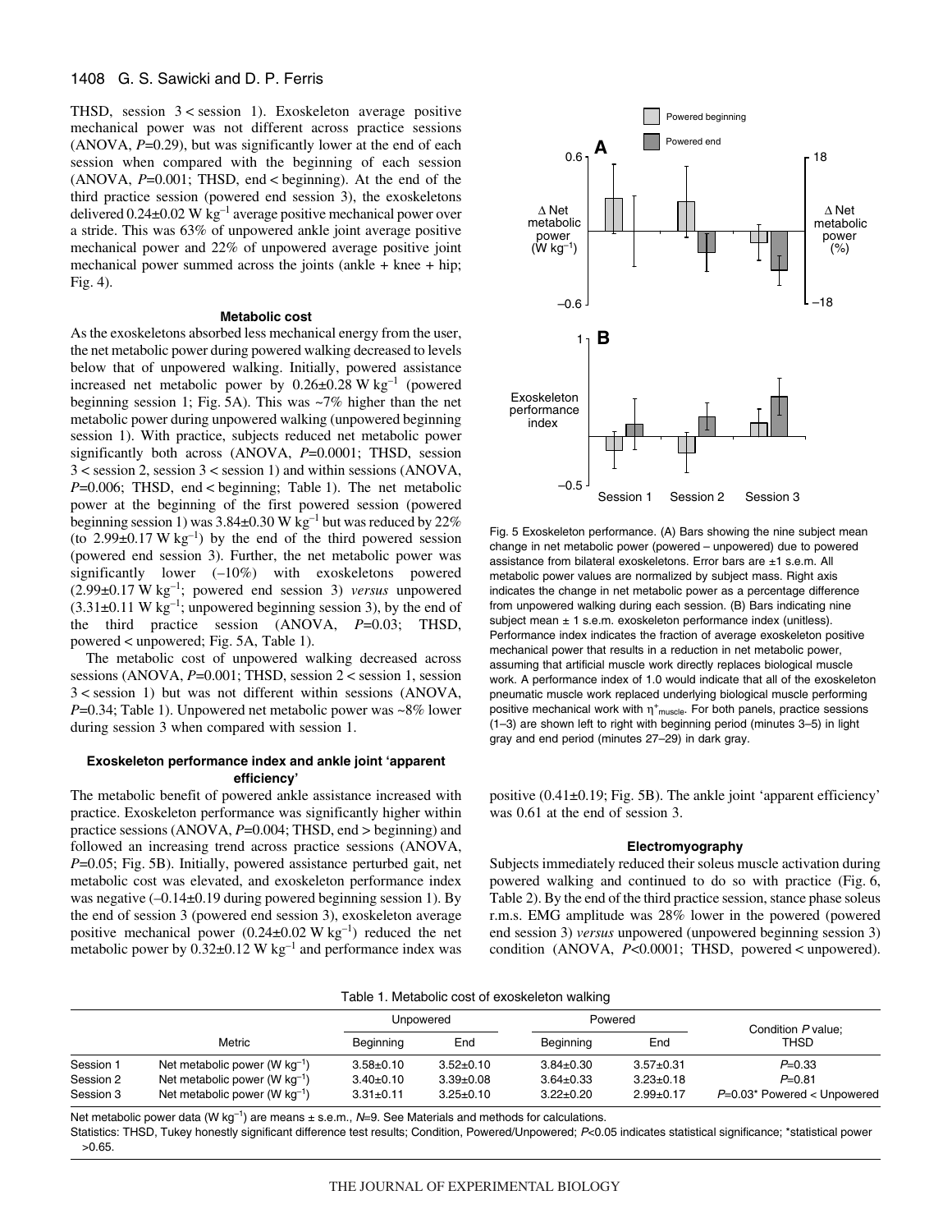THSD, session 3 < session 1). Exoskeleton average positive mechanical power was not different across practice sessions (ANOVA, $P$=0.29), but was significantly lower at the end of each session when compared with the beginning of each session (ANOVA, $P$=0.001; THSD, end < beginning). At the end of the third practice session (powered end session 3), the exoskeletons delivered 0.24±0.02 W kg$^{-1}$ average positive mechanical power over a stride. This was 63% of unpowered ankle joint average positive mechanical power and 22% of unpowered average positive joint mechanical power summed across the joints (ankle + knee + hip; Fig. 4).

### Metabolic cost

As the exoskeletons absorbed less mechanical energy from the user, the net metabolic power during powered walking decreased to levels below that of unpowered walking. Initially, powered assistance increased net metabolic power by 0.26±0.28 W kg$^{-1}$ (powered beginning session 1; Fig. 5A). This was ~7% higher than the net metabolic power during unpowered walking (unpowered beginning session 1). With practice, subjects reduced net metabolic power significantly both across (ANOVA, $P$=0.0001; THSD, session 3 < session 2, session 3 < session 1) and within sessions (ANOVA, $P$=0.006; THSD, end < beginning; Table 1). The net metabolic power at the beginning of the first powered session (powered beginning session 1) was 3.84±0.30 W kg$^{-1}$ but was reduced by 22% (to 2.99±0.17 W kg$^{-1}$) by the end of the third powered session (powered end session 3). Further, the net metabolic power was significantly lower (–10%) with exoskeletons powered (2.99±0.17 W kg$^{-1}$; powered end session 3) *versus* unpowered (3.31±0.11 W kg$^{-1}$; unpowered beginning session 3), by the end of the third practice session (ANOVA, $P$=0.03; THSD, powered < unpowered; Fig. 5A, Table 1).

The metabolic cost of unpowered walking decreased across sessions (ANOVA, $P$=0.001; THSD, session 2 < session 1, session 3 < session 1) but was not different within sessions (ANOVA, $P$=0.34; Table 1). Unpowered net metabolic power was ~8% lower during session 3 when compared with session 1.

### Exoskeleton performance index and ankle joint 'apparent efficiency'

The metabolic benefit of powered ankle assistance increased with practice. Exoskeleton performance was significantly higher within practice sessions (ANOVA, $P$=0.004; THSD, end > beginning) and followed an increasing trend across practice sessions (ANOVA, $P$=0.05; Fig. 5B). Initially, powered assistance perturbed gait, net metabolic cost was elevated, and exoskeleton performance index was negative (–0.14±0.19 during powered beginning session 1). By the end of session 3 (powered end session 3), exoskeleton average positive mechanical power (0.24±0.02 W kg$^{-1}$) reduced the net metabolic power by 0.32±0.12 W kg$^{-1}$ and performance index was positive (0.41±0.19; Fig. 5B). The ankle joint 'apparent efficiency' was 0.61 at the end of session 3.

Fig. 5 Exoskeleton performance. (A) Bars showing the nine subject mean change in net metabolic power (powered – unpowered) due to powered assistance from bilateral exoskeletons. Error bars are ±1 s.e.m. All metabolic power values are normalized by subject mass. Right axis indicates the change in net metabolic power as a percentage difference from unpowered walking during each session. (B) Bars indicating nine subject mean ± 1 s.e.m. exoskeleton performance index (unitless). Performance index indicates the fraction of average exoskeleton positive mechanical power that results in a reduction in net metabolic power, assuming that artificial muscle work directly replaces biological muscle work. A performance index of 1.0 would indicate that all of the exoskeleton pneumatic muscle work replaced underlying biological muscle performing positive mechanical work with $\eta^{+}_{muscle}$. For both panels, practice sessions (1–3) are shown left to right with beginning period (minutes 3–5) in light gray and end period (minutes 27–29) in dark gray.

### Electromyography

Subjects immediately reduced their soleus muscle activation during powered walking and continued to do so with practice (Fig. 6, Table 2). By the end of the third practice session, stance phase soleus r.m.s. EMG amplitude was 28% lower in the powered (powered end session 3) *versus* unpowered (unpowered beginning session 3) condition (ANOVA, $P$<0.0001; THSD, powered < unpowered).

Table 1. Metabolic cost of exoskeleton walking

| | Metric | Unpowered | | Powered | | Condition $P$ value; THSD |
|---|---|---|---|---|---|---|
| | | Beginning | End | Beginning | End | |
| Session 1 | Net metabolic power (W kg$^{-1}$) | 3.58±0.10 | 3.52±0.10 | 3.84±0.30 | 3.57±0.31 | $P$=0.33 |
| Session 2 | Net metabolic power (W kg$^{-1}$) | 3.40±0.10 | 3.39±0.08 | 3.64±0.33 | 3.23±0.18 | $P$=0.81 |
| Session 3 | Net metabolic power (W kg$^{-1}$) | 3.31±0.11 | 3.25±0.10 | 3.22±0.20 | 2.99±0.17 | $P$=0.03* Powered < Unpowered |

Net metabolic power data (W kg$^{-1}$) are means ± s.e.m., $N$=9. See Materials and methods for calculations.

Statistics: THSD, Tukey honestly significant difference test results; Condition, Powered/Unpowered; $P$<0.05 indicates statistical significance; *statistical power >0.65.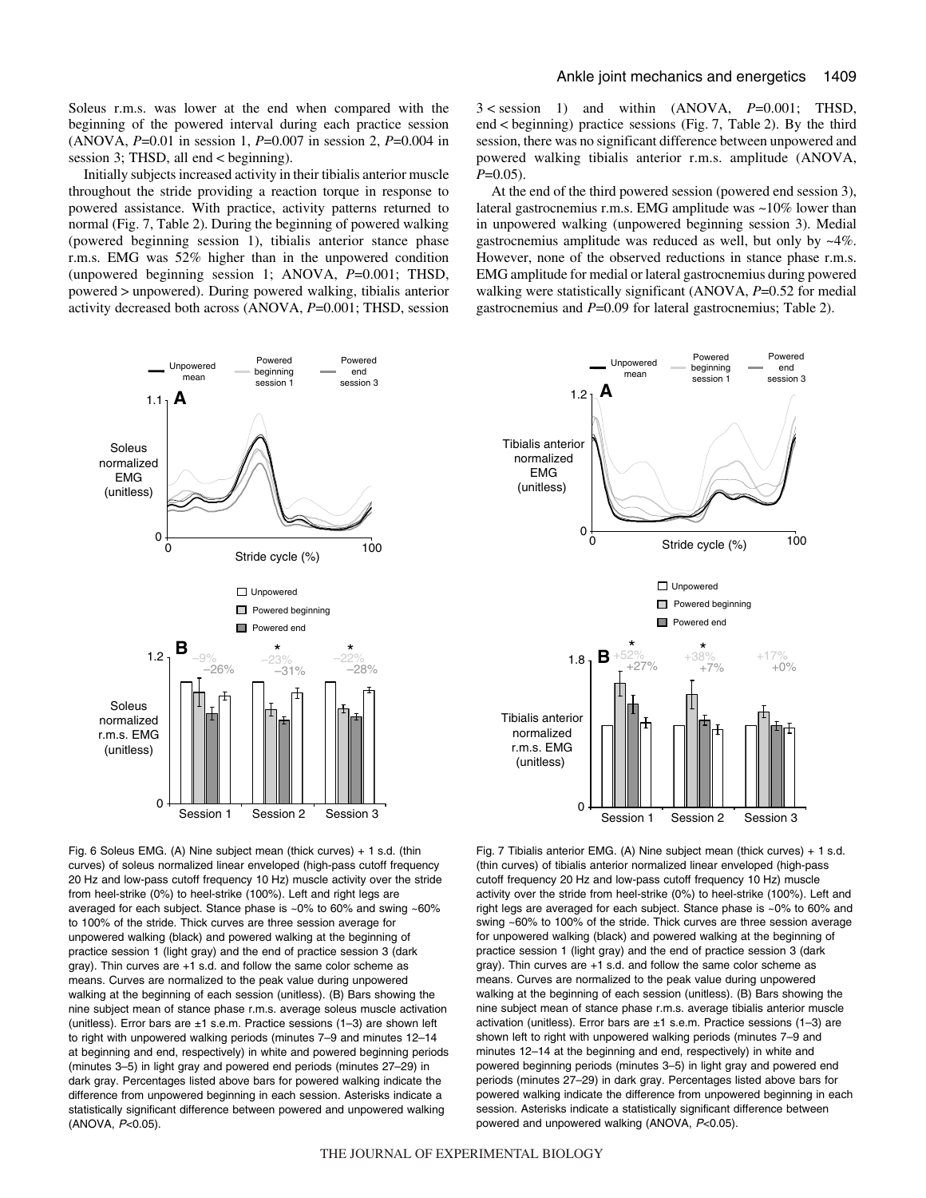Soleus r.m.s. was lower at the end when compared with the beginning of the powered interval during each practice session (ANOVA, $P$=0.01 in session 1, $P$=0.007 in session 2, $P$=0.004 in session 3; THSD, all end < beginning).

Initially subjects increased activity in their tibialis anterior muscle throughout the stride providing a reaction torque in response to powered assistance. With practice, activity patterns returned to normal (Fig. 7, Table 2). During the beginning of powered walking (powered beginning session 1), tibialis anterior stance phase r.m.s. EMG was 52% higher than in the unpowered condition (unpowered beginning session 1; ANOVA, $P$=0.001; THSD, powered > unpowered). During powered walking, tibialis anterior activity decreased both across (ANOVA, $P$=0.001; THSD, session 3 < session 1) and within (ANOVA, $P$=0.001; THSD, end < beginning) practice sessions (Fig. 7, Table 2). By the third session, there was no significant difference between unpowered and powered walking tibialis anterior r.m.s. amplitude (ANOVA, $P$=0.05).

At the end of the third powered session (powered end session 3), lateral gastrocnemius r.m.s. EMG amplitude was ~10% lower than in unpowered walking (unpowered beginning session 3). Medial gastrocnemius amplitude was reduced as well, but only by ~4%. However, none of the observed reductions in stance phase r.m.s. EMG amplitude for medial or lateral gastrocnemius during powered walking were statistically significant (ANOVA, $P$=0.52 for medial gastrocnemius and $P$=0.09 for lateral gastrocnemius; Table 2).

Fig. 6 Soleus EMG. (A) Nine subject mean (thick curves) + 1 s.d. (thin curves) of soleus normalized linear enveloped (high-pass cutoff frequency 20 Hz and low-pass cutoff frequency 10 Hz) muscle activity over the stride from heel-strike (0%) to heel-strike (100%). Left and right legs are averaged for each subject. Stance phase is ~0% to 60% and swing ~60% to 100% of the stride. Thick curves are three session average for unpowered walking (black) and powered walking at the beginning of practice session 1 (light gray) and the end of practice session 3 (dark gray). Thin curves are +1 s.d. and follow the same color scheme as means. Curves are normalized to the peak value during unpowered walking at the beginning of each session (unitless). (B) Bars showing the nine subject mean of stance phase r.m.s. average soleus muscle activation (unitless). Error bars are ±1 s.e.m. Practice sessions (1–3) are shown left to right with unpowered walking periods (minutes 7–9 and minutes 12–14 at beginning and end, respectively) in white and powered beginning periods (minutes 3–5) in light gray and powered end periods (minutes 27–29) in dark gray. Percentages listed above bars for powered walking indicate the difference from unpowered beginning in each session. Asterisks indicate a statistically significant difference between powered and unpowered walking (ANOVA, $P$<0.05).

Fig. 7 Tibialis anterior EMG. (A) Nine subject mean (thick curves) + 1 s.d. (thin curves) of tibialis anterior normalized linear enveloped (high-pass cutoff frequency 20 Hz and low-pass cutoff frequency 10 Hz) muscle activity over the stride from heel-strike (0%) to heel-strike (100%). Left and right legs are averaged for each subject. Stance phase is ~0% to 60% and swing ~60% to 100% of the stride. Thick curves are three session average for unpowered walking (black) and powered walking at the beginning of practice session 1 (light gray) and the end of practice session 3 (dark gray). Thin curves are +1 s.d. and follow the same color scheme as means. Curves are normalized to the peak value during unpowered walking at the beginning of each session (unitless). (B) Bars showing the nine subject mean of stance phase r.m.s. average tibialis anterior muscle activation (unitless). Error bars are ±1 s.e.m. Practice sessions (1–3) are shown left to right with unpowered walking periods (minutes 7–9 and minutes 12–14 at the beginning and end, respectively) in white and powered beginning periods (minutes 3–5) in light gray and powered end periods (minutes 27–29) in dark gray. Percentages listed above bars for powered walking indicate the difference from unpowered beginning in each session. Asterisks indicate a statistically significant difference between powered and unpowered walking (ANOVA, $P$<0.05).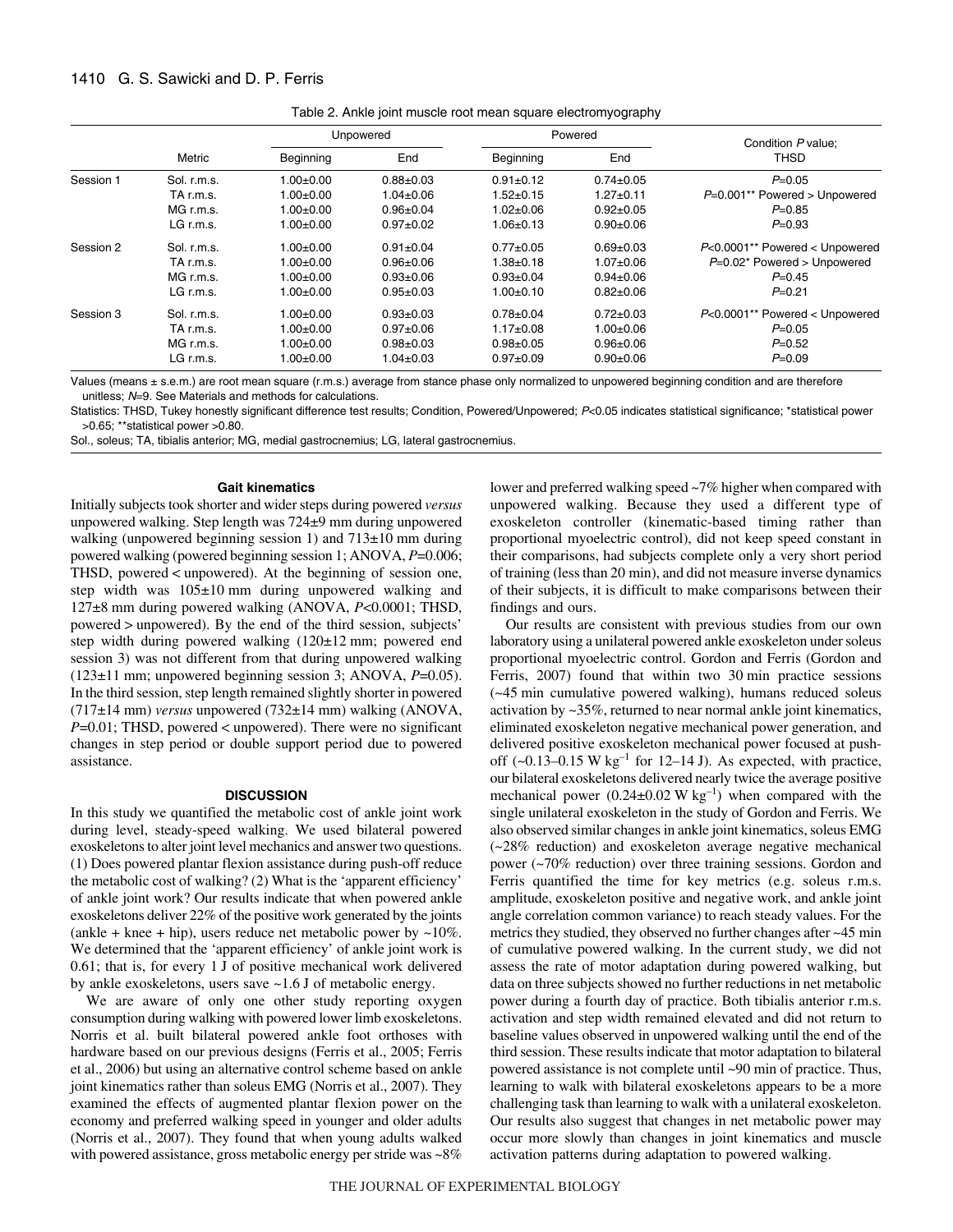Table 2. Ankle joint muscle root mean square electromyography

| | Metric | Unpowered | | Powered | | Condition $P$ value; |
|---|---|---|---|---|---|---|
| | | Beginning | End | Beginning | End | THSD |
| Session 1 | Sol. r.m.s. | 1.00±0.00 | 0.88±0.03 | 0.91±0.12 | 0.74±0.05 | $P$=0.05 |
| | TA r.m.s. | 1.00±0.00 | 1.04±0.06 | 1.52±0.15 | 1.27±0.11 | $P$=0.001** Powered > Unpowered |
| | MG r.m.s. | 1.00±0.00 | 0.96±0.04 | 1.02±0.06 | 0.92±0.05 | $P$=0.85 |
| | LG r.m.s. | 1.00±0.00 | 0.97±0.02 | 1.06±0.13 | 0.90±0.06 | $P$=0.93 |
| Session 2 | Sol. r.m.s. | 1.00±0.00 | 0.91±0.04 | 0.77±0.05 | 0.69±0.03 | $P$<0.0001** Powered < Unpowered |
| | TA r.m.s. | 1.00±0.00 | 0.96±0.06 | 1.38±0.18 | 1.07±0.06 | $P$=0.02* Powered > Unpowered |
| | MG r.m.s. | 1.00±0.00 | 0.93±0.06 | 0.93±0.04 | 0.94±0.06 | $P$=0.45 |
| | LG r.m.s. | 1.00±0.00 | 0.95±0.03 | 1.00±0.10 | 0.82±0.06 | $P$=0.21 |
| Session 3 | Sol. r.m.s. | 1.00±0.00 | 0.93±0.03 | 0.78±0.04 | 0.72±0.03 | $P$<0.0001** Powered < Unpowered |
| | TA r.m.s. | 1.00±0.00 | 0.97±0.06 | 1.17±0.08 | 1.00±0.06 | $P$=0.05 |
| | MG r.m.s. | 1.00±0.00 | 0.98±0.03 | 0.98±0.05 | 0.96±0.06 | $P$=0.52 |
| | LG r.m.s. | 1.00±0.00 | 1.04±0.03 | 0.97±0.09 | 0.90±0.06 | $P$=0.09 |

Values (means ± s.e.m.) are root mean square (r.m.s.) average from stance phase only normalized to unpowered beginning condition and are therefore unitless; $N$=9. See Materials and methods for calculations.

Statistics: THSD, Tukey honestly significant difference test results; Condition, Powered/Unpowered; $P$<0.05 indicates statistical significance; *statistical power >0.65; **statistical power >0.80.

Sol., soleus; TA, tibialis anterior; MG, medial gastrocnemius; LG, lateral gastrocnemius.

#### Gait kinematics

Initially subjects took shorter and wider steps during powered *versus* unpowered walking. Step length was 724±9 mm during unpowered walking (unpowered beginning session 1) and 713±10 mm during powered walking (powered beginning session 1; ANOVA, $P$=0.006; THSD, powered < unpowered). At the beginning of session one, step width was 105±10 mm during unpowered walking and 127±8 mm during powered walking (ANOVA, $P$<0.0001; THSD, powered > unpowered). By the end of the third session, subjects' step width during powered walking (120±12 mm; powered end session 3) was not different from that during unpowered walking (123±11 mm; unpowered beginning session 3; ANOVA, $P$=0.05). In the third session, step length remained slightly shorter in powered (717±14 mm) *versus* unpowered (732±14 mm) walking (ANOVA, $P$=0.01; THSD, powered < unpowered). There were no significant changes in step period or double support period due to powered assistance.

## DISCUSSION

In this study we quantified the metabolic cost of ankle joint work during level, steady-speed walking. We used bilateral powered exoskeletons to alter joint level mechanics and answer two questions. (1) Does powered plantar flexion assistance during push-off reduce the metabolic cost of walking? (2) What is the 'apparent efficiency' of ankle joint work? Our results indicate that when powered ankle exoskeletons deliver 22% of the positive work generated by the joints (ankle + knee + hip), users reduce net metabolic power by ~10%. We determined that the 'apparent efficiency' of ankle joint work is 0.61; that is, for every 1 J of positive mechanical work delivered by ankle exoskeletons, users save ~1.6 J of metabolic energy.

We are aware of only one other study reporting oxygen consumption during walking with powered lower limb exoskeletons. Norris et al. built bilateral powered ankle foot orthoses with hardware based on our previous designs (Ferris et al., 2005; Ferris et al., 2006) but using an alternative control scheme based on ankle joint kinematics rather than soleus EMG (Norris et al., 2007). They examined the effects of augmented plantar flexion power on the economy and preferred walking speed in younger and older adults (Norris et al., 2007). They found that when young adults walked with powered assistance, gross metabolic energy per stride was ~8% lower and preferred walking speed ~7% higher when compared with unpowered walking. Because they used a different type of exoskeleton controller (kinematic-based timing rather than proportional myoelectric control), did not keep speed constant in their comparisons, had subjects complete only a very short period of training (less than 20 min), and did not measure inverse dynamics of their subjects, it is difficult to make comparisons between their findings and ours.

Our results are consistent with previous studies from our own laboratory using a unilateral powered ankle exoskeleton under soleus proportional myoelectric control. Gordon and Ferris (Gordon and Ferris, 2007) found that within two 30 min practice sessions (~45 min cumulative powered walking), humans reduced soleus activation by ~35%, returned to near normal ankle joint kinematics, eliminated exoskeleton negative mechanical power generation, and delivered positive exoskeleton mechanical power focused at push-off (~0.13–0.15 W kg$^{-1}$ for 12–14 J). As expected, with practice, our bilateral exoskeletons delivered nearly twice the average positive mechanical power (0.24±0.02 W kg$^{-1}$) when compared with the single unilateral exoskeleton in the study of Gordon and Ferris. We also observed similar changes in ankle joint kinematics, soleus EMG (~28% reduction) and exoskeleton average negative mechanical power (~70% reduction) over three training sessions. Gordon and Ferris quantified the time for key metrics (e.g. soleus r.m.s. amplitude, exoskeleton positive and negative work, and ankle joint angle correlation common variance) to reach steady values. For the metrics they studied, they observed no further changes after ~45 min of cumulative powered walking. In the current study, we did not assess the rate of motor adaptation during powered walking, but data on three subjects showed no further reductions in net metabolic power during a fourth day of practice. Both tibialis anterior r.m.s. activation and step width remained elevated and did not return to baseline values observed in unpowered walking until the end of the third session. These results indicate that motor adaptation to bilateral powered assistance is not complete until ~90 min of practice. Thus, learning to walk with bilateral exoskeletons appears to be a more challenging task than learning to walk with a unilateral exoskeleton. Our results also suggest that changes in net metabolic power may occur more slowly than changes in joint kinematics and muscle activation patterns during adaptation to powered walking.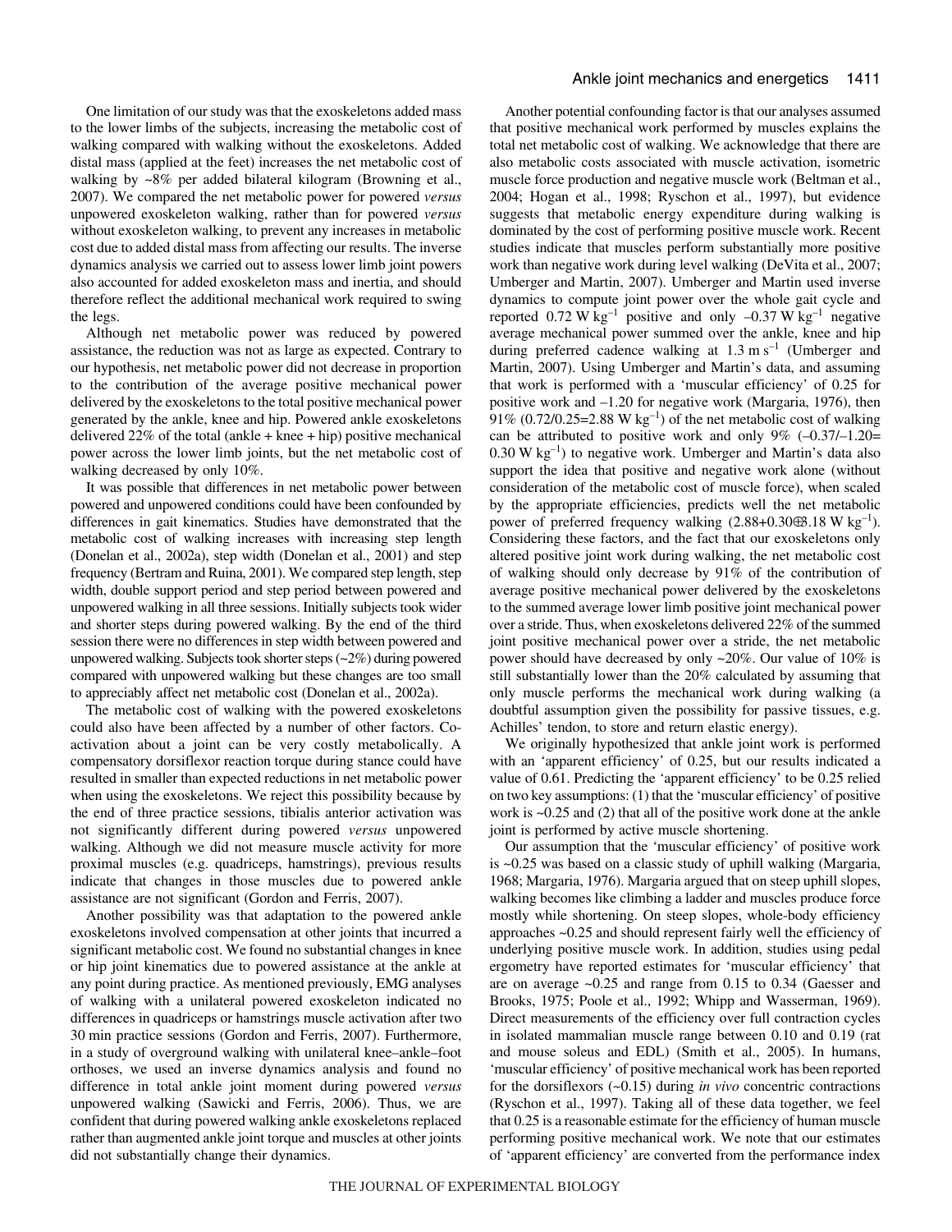One limitation of our study was that the exoskeletons added mass to the lower limbs of the subjects, increasing the metabolic cost of walking compared with walking without the exoskeletons. Added distal mass (applied at the feet) increases the net metabolic cost of walking by ~8% per added bilateral kilogram (Browning et al., 2007). We compared the net metabolic power for powered *versus* unpowered exoskeleton walking, rather than for powered *versus* without exoskeleton walking, to prevent any increases in metabolic cost due to added distal mass from affecting our results. The inverse dynamics analysis we carried out to assess lower limb joint powers also accounted for added exoskeleton mass and inertia, and should therefore reflect the additional mechanical work required to swing the legs.

Although net metabolic power was reduced by powered assistance, the reduction was not as large as expected. Contrary to our hypothesis, net metabolic power did not decrease in proportion to the contribution of the average positive mechanical power delivered by the exoskeletons to the total positive mechanical power generated by the ankle, knee and hip. Powered ankle exoskeletons delivered 22% of the total (ankle + knee + hip) positive mechanical power across the lower limb joints, but the net metabolic cost of walking decreased by only 10%.

It was possible that differences in net metabolic power between powered and unpowered conditions could have been confounded by differences in gait kinematics. Studies have demonstrated that the metabolic cost of walking increases with increasing step length (Donelan et al., 2002a), step width (Donelan et al., 2001) and step frequency (Bertram and Ruina, 2001). We compared step length, step width, double support period and step period between powered and unpowered walking in all three sessions. Initially subjects took wider and shorter steps during powered walking. By the end of the third session there were no differences in step width between powered and unpowered walking. Subjects took shorter steps (~2%) during powered compared with unpowered walking but these changes are too small to appreciably affect net metabolic cost (Donelan et al., 2002a).

The metabolic cost of walking with the powered exoskeletons could also have been affected by a number of other factors. Co-activation about a joint can be very costly metabolically. A compensatory dorsiflexor reaction torque during stance could have resulted in smaller than expected reductions in net metabolic power when using the exoskeletons. We reject this possibility because by the end of three practice sessions, tibialis anterior activation was not significantly different during powered *versus* unpowered walking. Although we did not measure muscle activity for more proximal muscles (e.g. quadriceps, hamstrings), previous results indicate that changes in those muscles due to powered ankle assistance are not significant (Gordon and Ferris, 2007).

Another possibility was that adaptation to the powered ankle exoskeletons involved compensation at other joints that incurred a significant metabolic cost. We found no substantial changes in knee or hip joint kinematics due to powered assistance at the ankle at any point during practice. As mentioned previously, EMG analyses of walking with a unilateral powered exoskeleton indicated no differences in quadriceps or hamstrings muscle activation after two 30 min practice sessions (Gordon and Ferris, 2007). Furthermore, in a study of overground walking with unilateral knee–ankle–foot orthoses, we used an inverse dynamics analysis and found no difference in total ankle joint moment during powered *versus* unpowered walking (Sawicki and Ferris, 2006). Thus, we are confident that during powered walking ankle exoskeletons replaced rather than augmented ankle joint torque and muscles at other joints did not substantially change their dynamics.

Another potential confounding factor is that our analyses assumed that positive mechanical work performed by muscles explains the total net metabolic cost of walking. We acknowledge that there are also metabolic costs associated with muscle activation, isometric muscle force production and negative muscle work (Beltman et al., 2004; Hogan et al., 1998; Ryschon et al., 1997), but evidence suggests that metabolic energy expenditure during walking is dominated by the cost of performing positive muscle work. Recent studies indicate that muscles perform substantially more positive work than negative work during level walking (DeVita et al., 2007; Umberger and Martin, 2007). Umberger and Martin used inverse dynamics to compute joint power over the whole gait cycle and reported $0.72\ \mathrm{W\,kg^{-1}}$ positive and only $-0.37\ \mathrm{W\,kg^{-1}}$ negative average mechanical power summed over the ankle, knee and hip during preferred cadence walking at $1.3\ \mathrm{m\,s^{-1}}$ (Umberger and Martin, 2007). Using Umberger and Martin's data, and assuming that work is performed with a 'muscular efficiency' of 0.25 for positive work and –1.20 for negative work (Margaria, 1976), then 91% ($0.72/0.25=2.88\ \mathrm{W\,kg^{-1}}$) of the net metabolic cost of walking can be attributed to positive work and only 9% ($-0.37/-1.20=0.30\ \mathrm{W\,kg^{-1}}$) to negative work. Umberger and Martin's data also support the idea that positive and negative work alone (without consideration of the metabolic cost of muscle force), when scaled by the appropriate efficiencies, predicts well the net metabolic power of preferred frequency walking ($2.88+0.30\cong3.18\ \mathrm{W\,kg^{-1}}$). Considering these factors, and the fact that our exoskeletons only altered positive joint work during walking, the net metabolic cost of walking should only decrease by 91% of the contribution of average positive mechanical power delivered by the exoskeletons to the summed average lower limb positive joint mechanical power over a stride. Thus, when exoskeletons delivered 22% of the summed joint positive mechanical power over a stride, the net metabolic power should have decreased by only ~20%. Our value of 10% is still substantially lower than the 20% calculated by assuming that only muscle performs the mechanical work during walking (a doubtful assumption given the possibility for passive tissues, e.g. Achilles' tendon, to store and return elastic energy).

We originally hypothesized that ankle joint work is performed with an 'apparent efficiency' of 0.25, but our results indicated a value of 0.61. Predicting the 'apparent efficiency' to be 0.25 relied on two key assumptions: (1) that the 'muscular efficiency' of positive work is ~0.25 and (2) that all of the positive work done at the ankle joint is performed by active muscle shortening.

Our assumption that the 'muscular efficiency' of positive work is ~0.25 was based on a classic study of uphill walking (Margaria, 1968; Margaria, 1976). Margaria argued that on steep uphill slopes, walking becomes like climbing a ladder and muscles produce force mostly while shortening. On steep slopes, whole-body efficiency approaches ~0.25 and should represent fairly well the efficiency of underlying positive muscle work. In addition, studies using pedal ergometry have reported estimates for 'muscular efficiency' that are on average ~0.25 and range from 0.15 to 0.34 (Gaesser and Brooks, 1975; Poole et al., 1992; Whipp and Wasserman, 1969). Direct measurements of the efficiency over full contraction cycles in isolated mammalian muscle range between 0.10 and 0.19 (rat and mouse soleus and EDL) (Smith et al., 2005). In humans, 'muscular efficiency' of positive mechanical work has been reported for the dorsiflexors (~0.15) during *in vivo* concentric contractions (Ryschon et al., 1997). Taking all of these data together, we feel that 0.25 is a reasonable estimate for the efficiency of human muscle performing positive mechanical work. We note that our estimates of 'apparent efficiency' are converted from the performance index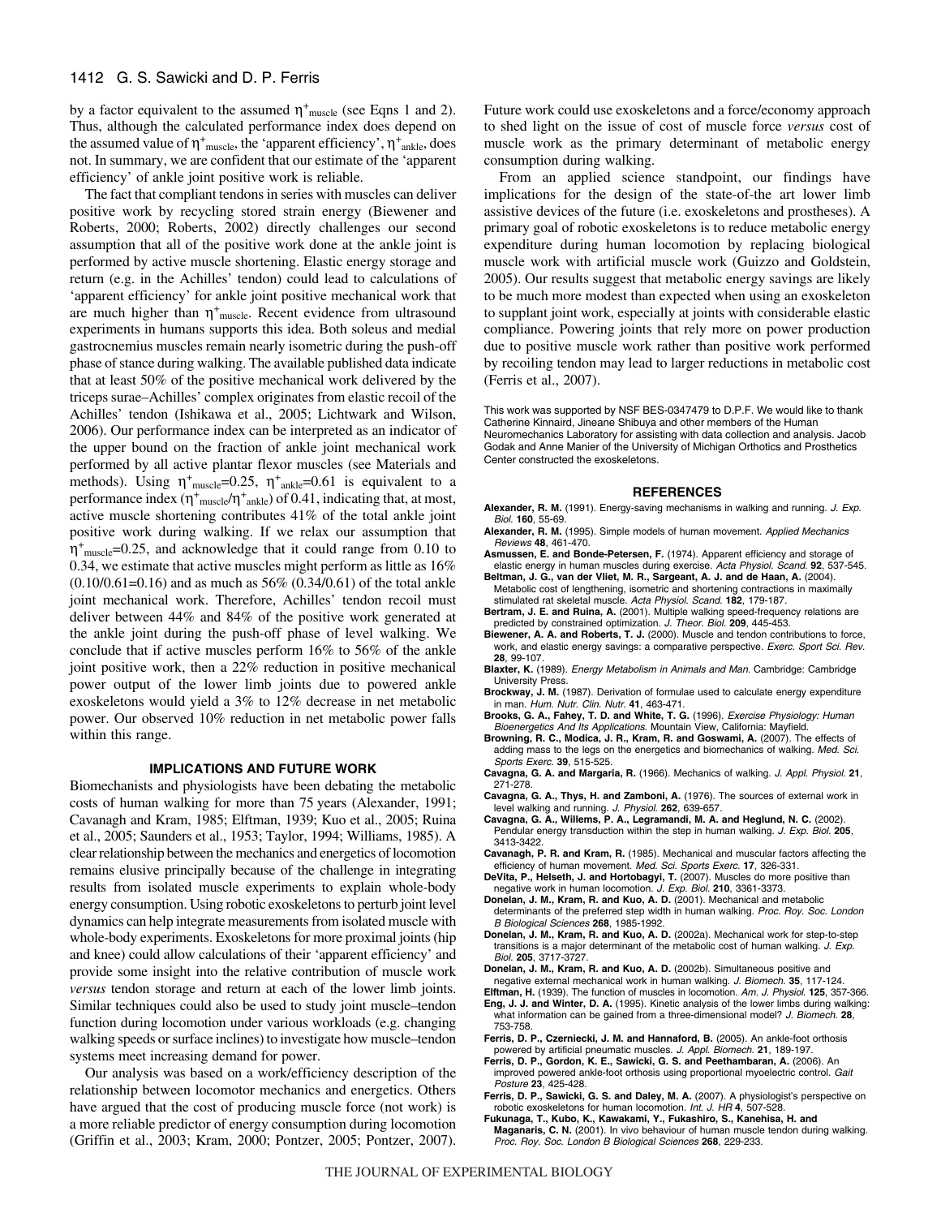by a factor equivalent to the assumed $\eta^{+}_{muscle}$ (see Eqns 1 and 2). Thus, although the calculated performance index does depend on the assumed value of $\eta^{+}_{muscle}$, the 'apparent efficiency', $\eta^{+}_{ankle}$, does not. In summary, we are confident that our estimate of the 'apparent efficiency' of ankle joint positive work is reliable.

The fact that compliant tendons in series with muscles can deliver positive work by recycling stored strain energy (Biewener and Roberts, 2000; Roberts, 2002) directly challenges our second assumption that all of the positive work done at the ankle joint is performed by active muscle shortening. Elastic energy storage and return (e.g. in the Achilles' tendon) could lead to calculations of 'apparent efficiency' for ankle joint positive mechanical work that are much higher than $\eta^{+}_{muscle}$. Recent evidence from ultrasound experiments in humans supports this idea. Both soleus and medial gastrocnemius muscles remain nearly isometric during the push-off phase of stance during walking. The available published data indicate that at least 50% of the positive mechanical work delivered by the triceps surae–Achilles' complex originates from elastic recoil of the Achilles' tendon (Ishikawa et al., 2005; Lichtwark and Wilson, 2006). Our performance index can be interpreted as an indicator of the upper bound on the fraction of ankle joint mechanical work performed by all active plantar flexor muscles (see Materials and methods). Using $\eta^{+}_{muscle}$=0.25, $\eta^{+}_{ankle}$=0.61 is equivalent to a performance index ($\eta^{+}_{muscle}/\eta^{+}_{ankle}$) of 0.41, indicating that, at most, active muscle shortening contributes 41% of the total ankle joint positive work during walking. If we relax our assumption that $\eta^{+}_{muscle}$=0.25, and acknowledge that it could range from 0.10 to 0.34, we estimate that active muscles might perform as little as 16% (0.10/0.61=0.16) and as much as 56% (0.34/0.61) of the total ankle joint mechanical work. Therefore, Achilles' tendon recoil must deliver between 44% and 84% of the positive work generated at the ankle joint during the push-off phase of level walking. We conclude that if active muscles perform 16% to 56% of the ankle joint positive work, then a 22% reduction in positive mechanical power output of the lower limb joints due to powered ankle exoskeletons would yield a 3% to 12% decrease in net metabolic power. Our observed 10% reduction in net metabolic power falls within this range.

## IMPLICATIONS AND FUTURE WORK

Biomechanists and physiologists have been debating the metabolic costs of human walking for more than 75 years (Alexander, 1991; Cavanagh and Kram, 1985; Elftman, 1939; Kuo et al., 2005; Ruina et al., 2005; Saunders et al., 1953; Taylor, 1994; Williams, 1985). A clear relationship between the mechanics and energetics of locomotion remains elusive principally because of the challenge in integrating results from isolated muscle experiments to explain whole-body energy consumption. Using robotic exoskeletons to perturb joint level dynamics can help integrate measurements from isolated muscle with whole-body experiments. Exoskeletons for more proximal joints (hip and knee) could allow calculations of their 'apparent efficiency' and provide some insight into the relative contribution of muscle work *versus* tendon storage and return at each of the lower limb joints. Similar techniques could also be used to study joint muscle–tendon function during locomotion under various workloads (e.g. changing walking speeds or surface inclines) to investigate how muscle–tendon systems meet increasing demand for power.

Our analysis was based on a work/efficiency description of the relationship between locomotor mechanics and energetics. Others have argued that the cost of producing muscle force (not work) is a more reliable predictor of energy consumption during locomotion (Griffin et al., 2003; Kram, 2000; Pontzer, 2005; Pontzer, 2007). Future work could use exoskeletons and a force/economy approach to shed light on the issue of cost of muscle force *versus* cost of muscle work as the primary determinant of metabolic energy consumption during walking.

From an applied science standpoint, our findings have implications for the design of the state-of-the art lower limb assistive devices of the future (i.e. exoskeletons and prostheses). A primary goal of robotic exoskeletons is to reduce metabolic energy expenditure during human locomotion by replacing biological muscle work with artificial muscle work (Guizzo and Goldstein, 2005). Our results suggest that metabolic energy savings are likely to be much more modest than expected when using an exoskeleton to supplant joint work, especially at joints with considerable elastic compliance. Powering joints that rely more on power production due to positive muscle work rather than positive work performed by recoiling tendon may lead to larger reductions in metabolic cost (Ferris et al., 2007).

This work was supported by NSF BES-0347479 to D.P.F. We would like to thank Catherine Kinnaird, Jineane Shibuya and other members of the Human Neuromechanics Laboratory for assisting with data collection and analysis. Jacob Godak and Anne Manier of the University of Michigan Orthotics and Prosthetics Center constructed the exoskeletons.

## REFERENCES

**Alexander, R. M.** (1991). Energy-saving mechanisms in walking and running. *J. Exp. Biol.* **160**, 55-69.

**Alexander, R. M.** (1995). Simple models of human movement. *Applied Mechanics Reviews* **48**, 461-470.

**Asmussen, E. and Bonde-Petersen, F.** (1974). Apparent efficiency and storage of elastic energy in human muscles during exercise. *Acta Physiol. Scand.* **92**, 537-545.

**Beltman, J. G., van der Vliet, M. R., Sargeant, A. J. and de Haan, A.** (2004). Metabolic cost of lengthening, isometric and shortening contractions in maximally stimulated rat skeletal muscle. *Acta Physiol. Scand.* **182**, 179-187.

**Bertram, J. E. and Ruina, A.** (2001). Multiple walking speed-frequency relations are predicted by constrained optimization. *J. Theor. Biol.* **209**, 445-453.

**Biewener, A. A. and Roberts, T. J.** (2000). Muscle and tendon contributions to force, work, and elastic energy savings: a comparative perspective. *Exerc. Sport Sci. Rev.* **28**, 99-107.

**Blaxter, K.** (1989). *Energy Metabolism in Animals and Man*. Cambridge: Cambridge University Press.

**Brockway, J. M.** (1987). Derivation of formulae used to calculate energy expenditure in man. *Hum. Nutr. Clin. Nutr.* **41**, 463-471.

**Brooks, G. A., Fahey, T. D. and White, T. G.** (1996). *Exercise Physiology: Human Bioenergetics And Its Applications*. Mountain View, California: Mayfield.

**Browning, R. C., Modica, J. R., Kram, R. and Goswami, A.** (2007). The effects of adding mass to the legs on the energetics and biomechanics of walking. *Med. Sci. Sports Exerc.* **39**, 515-525.

**Cavagna, G. A. and Margaria, R.** (1966). Mechanics of walking. *J. Appl. Physiol.* **21**, 271-278.

**Cavagna, G. A., Thys, H. and Zamboni, A.** (1976). The sources of external work in level walking and running. *J. Physiol.* **262**, 639-657.

**Cavagna, G. A., Willems, P. A., Legramandi, M. A. and Heglund, N. C.** (2002). Pendular energy transduction within the step in human walking. *J. Exp. Biol.* **205**, 3413-3422.

**Cavanagh, P. R. and Kram, R.** (1985). Mechanical and muscular factors affecting the efficiency of human movement. *Med. Sci. Sports Exerc.* **17**, 326-331.

**DeVita, P., Helseth, J. and Hortobagyi, T.** (2007). Muscles do more positive than negative work in human locomotion. *J. Exp. Biol.* **210**, 3361-3373.

**Donelan, J. M., Kram, R. and Kuo, A. D.** (2001). Mechanical and metabolic determinants of the preferred step width in human walking. *Proc. Roy. Soc. London B Biological Sciences* **268**, 1985-1992.

**Donelan, J. M., Kram, R. and Kuo, A. D.** (2002a). Mechanical work for step-to-step transitions is a major determinant of the metabolic cost of human walking. *J. Exp. Biol.* **205**, 3717-3727.

**Donelan, J. M., Kram, R. and Kuo, A. D.** (2002b). Simultaneous positive and negative external mechanical work in human walking. *J. Biomech.* **35**, 117-124.

**Elftman, H.** (1939). The function of muscles in locomotion. *Am. J. Physiol.* **125**, 357-366.

**Eng, J. J. and Winter, D. A.** (1995). Kinetic analysis of the lower limbs during walking: what information can be gained from a three-dimensional model? *J. Biomech.* **28**, 753-758.

**Ferris, D. P., Czerniecki, J. M. and Hannaford, B.** (2005). An ankle-foot orthosis powered by artificial pneumatic muscles. *J. Appl. Biomech.* **21**, 189-197.

**Ferris, D. P., Gordon, K. E., Sawicki, G. S. and Peethambaran, A.** (2006). An improved powered ankle-foot orthosis using proportional myoelectric control. *Gait Posture* **23**, 425-428.

**Ferris, D. P., Sawicki, G. S. and Daley, M. A.** (2007). A physiologist's perspective on robotic exoskeletons for human locomotion. *Int. J. HR* **4**, 507-528.

**Fukunaga, T., Kubo, K., Kawakami, Y., Fukashiro, S., Kanehisa, H. and Maganaris, C. N.** (2001). In vivo behaviour of human muscle tendon during walking. *Proc. Roy. Soc. London B Biological Sciences* **268**, 229-233.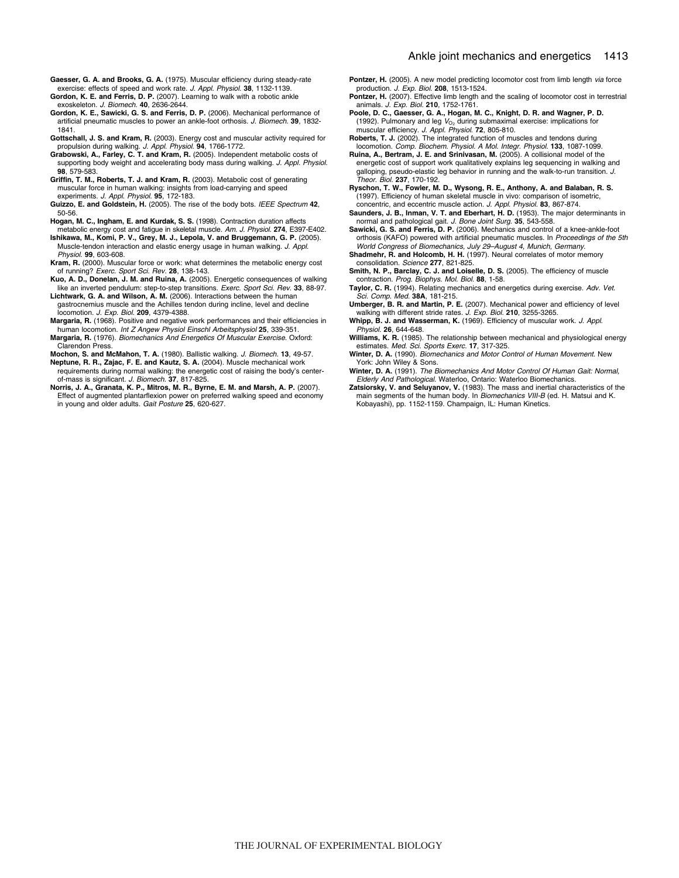**Gaesser, G. A. and Brooks, G. A.** (1975). Muscular efficiency during steady-rate exercise: effects of speed and work rate. *J. Appl. Physiol.* **38**, 1132-1139.

**Gordon, K. E. and Ferris, D. P.** (2007). Learning to walk with a robotic ankle exoskeleton. *J. Biomech.* **40**, 2636-2644.

**Gordon, K. E., Sawicki, G. S. and Ferris, D. P.** (2006). Mechanical performance of artificial pneumatic muscles to power an ankle-foot orthosis. *J. Biomech.* **39**, 1832-1841.

**Gottschall, J. S. and Kram, R.** (2003). Energy cost and muscular activity required for propulsion during walking. *J. Appl. Physiol.* **94**, 1766-1772.

**Grabowski, A., Farley, C. T. and Kram, R.** (2005). Independent metabolic costs of supporting body weight and accelerating body mass during walking. *J. Appl. Physiol.* **98**, 579-583.

**Griffin, T. M., Roberts, T. J. and Kram, R.** (2003). Metabolic cost of generating muscular force in human walking: insights from load-carrying and speed experiments. *J. Appl. Physiol.* **95**, 172-183.

**Guizzo, E. and Goldstein, H.** (2005). The rise of the body bots. *IEEE Spectrum* **42**, 50-56.

**Hogan, M. C., Ingham, E. and Kurdak, S. S.** (1998). Contraction duration affects metabolic energy cost and fatigue in skeletal muscle. *Am. J. Physiol.* **274**, E397-E402.

**Ishikawa, M., Komi, P. V., Grey, M. J., Lepola, V. and Bruggemann, G. P.** (2005). Muscle-tendon interaction and elastic energy usage in human walking. *J. Appl. Physiol.* **99**, 603-608.

**Kram, R.** (2000). Muscular force or work: what determines the metabolic energy cost of running? *Exerc. Sport Sci. Rev.* **28**, 138-143.

**Kuo, A. D., Donelan, J. M. and Ruina, A.** (2005). Energetic consequences of walking like an inverted pendulum: step-to-step transitions. *Exerc. Sport Sci. Rev.* **33**, 88-97.

**Lichtwark, G. A. and Wilson, A. M.** (2006). Interactions between the human gastrocnemius muscle and the Achilles tendon during incline, level and decline locomotion. *J. Exp. Biol.* **209**, 4379-4388.

**Margaria, R.** (1968). Positive and negative work performances and their efficiencies in human locomotion. *Int Z Angew Physiol Einschl Arbeitsphysiol* **25**, 339-351.

**Margaria, R.** (1976). *Biomechanics And Energetics Of Muscular Exercise*. Oxford: Clarendon Press.

**Mochon, S. and McMahon, T. A.** (1980). Ballistic walking. *J. Biomech.* **13**, 49-57.

**Neptune, R. R., Zajac, F. E. and Kautz, S. A.** (2004). Muscle mechanical work requirements during normal walking: the energetic cost of raising the body's center-of-mass is significant. *J. Biomech.* **37**, 817-825.

**Norris, J. A., Granata, K. P., Mitros, M. R., Byrne, E. M. and Marsh, A. P.** (2007). Effect of augmented plantarflexion power on preferred walking speed and economy in young and older adults. *Gait Posture* **25**, 620-627.

**Pontzer, H.** (2005). A new model predicting locomotor cost from limb length *via* force production. *J. Exp. Biol.* **208**, 1513-1524.

**Pontzer, H.** (2007). Effective limb length and the scaling of locomotor cost in terrestrial animals. *J. Exp. Biol.* **210**, 1752-1761.

**Poole, D. C., Gaesser, G. A., Hogan, M. C., Knight, D. R. and Wagner, P. D.** (1992). Pulmonary and leg $V_{O_2}$ during submaximal exercise: implications for muscular efficiency. *J. Appl. Physiol.* **72**, 805-810.

**Roberts, T. J.** (2002). The integrated function of muscles and tendons during locomotion. *Comp. Biochem. Physiol. A Mol. Integr. Physiol.* **133**, 1087-1099.

**Ruina, A., Bertram, J. E. and Srinivasan, M.** (2005). A collisional model of the energetic cost of support work qualitatively explains leg sequencing in walking and galloping, pseudo-elastic leg behavior in running and the walk-to-run transition. *J. Theor. Biol.* **237**, 170-192.

**Ryschon, T. W., Fowler, M. D., Wysong, R. E., Anthony, A. and Balaban, R. S.** (1997). Efficiency of human skeletal muscle in vivo: comparison of isometric, concentric, and eccentric muscle action. *J. Appl. Physiol.* **83**, 867-874.

**Saunders, J. B., Inman, V. T. and Eberhart, H. D.** (1953). The major determinants in normal and pathological gait. *J. Bone Joint Surg.* **35**, 543-558.

**Sawicki, G. S. and Ferris, D. P.** (2006). Mechanics and control of a knee-ankle-foot orthosis (KAFO) powered with artificial pneumatic muscles. In *Proceedings of the 5th World Congress of Biomechanics, July 29–August 4, Munich, Germany.*

**Shadmehr, R. and Holcomb, H. H.** (1997). Neural correlates of motor memory consolidation. *Science* **277**, 821-825.

**Smith, N. P., Barclay, C. J. and Loiselle, D. S.** (2005). The efficiency of muscle contraction. *Prog. Biophys. Mol. Biol.* **88**, 1-58.

**Taylor, C. R.** (1994). Relating mechanics and energetics during exercise. *Adv. Vet. Sci. Comp. Med.* **38A**, 181-215.

**Umberger, B. R. and Martin, P. E.** (2007). Mechanical power and efficiency of level walking with different stride rates. *J. Exp. Biol.* **210**, 3255-3265.

**Whipp, B. J. and Wasserman, K.** (1969). Efficiency of muscular work. *J. Appl. Physiol.* **26**, 644-648.

**Williams, K. R.** (1985). The relationship between mechanical and physiological energy estimates. *Med. Sci. Sports Exerc.* **17**, 317-325.

**Winter, D. A.** (1990). *Biomechanics and Motor Control of Human Movement*. New York: John Wiley & Sons.

**Winter, D. A.** (1991). *The Biomechanics And Motor Control Of Human Gait: Normal, Elderly And Pathological.* Waterloo, Ontario: Waterloo Biomechanics.

**Zatsiorsky, V. and Seluyanov, V.** (1983). The mass and inertial characteristics of the main segments of the human body. In *Biomechanics VIII-B* (ed. H. Matsui and K. Kobayashi), pp. 1152-1159. Champaign, IL: Human Kinetics.